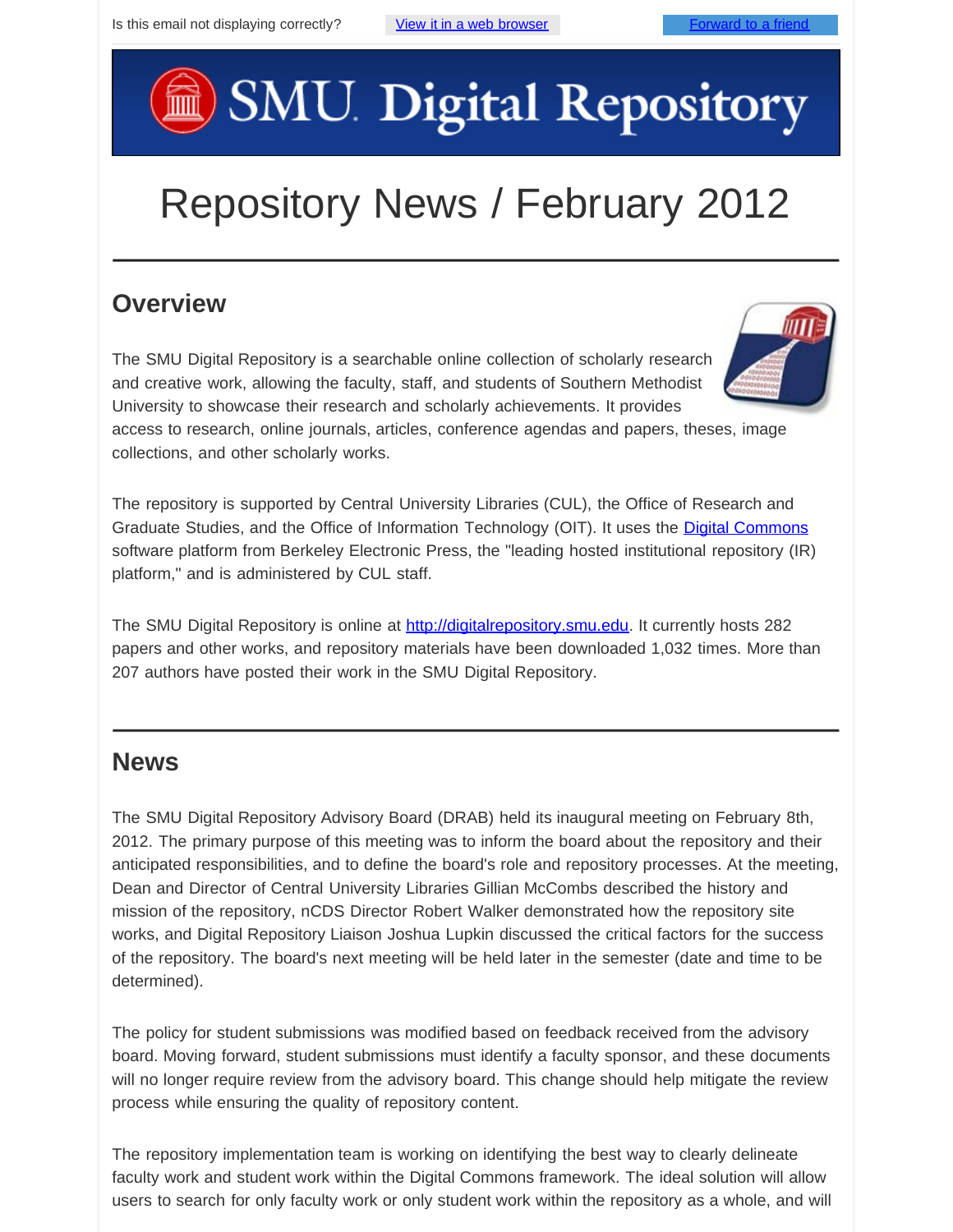Is this email not displaying correctly? [View it in a web browser] [Forward to a friend]

# SMU Digital Repository

# Repository News / February 2012

## Overview

The SMU Digital Repository is a searchable online collection of scholarly research and creative work, allowing the faculty, staff, and students of Southern Methodist University to showcase their research and scholarly achievements. It provides access to research, online journals, articles, conference agendas and papers, theses, image collections, and other scholarly works.

The repository is supported by Central University Libraries (CUL), the Office of Research and Graduate Studies, and the Office of Information Technology (OIT). It uses the Digital Commons software platform from Berkeley Electronic Press, the "leading hosted institutional repository (IR) platform," and is administered by CUL staff.

The SMU Digital Repository is online at http://digitalrepository.smu.edu. It currently hosts 282 papers and other works, and repository materials have been downloaded 1,032 times. More than 207 authors have posted their work in the SMU Digital Repository.

## News

The SMU Digital Repository Advisory Board (DRAB) held its inaugural meeting on February 8th, 2012. The primary purpose of this meeting was to inform the board about the repository and their anticipated responsibilities, and to define the board's role and repository processes. At the meeting, Dean and Director of Central University Libraries Gillian McCombs described the history and mission of the repository, nCDS Director Robert Walker demonstrated how the repository site works, and Digital Repository Liaison Joshua Lupkin discussed the critical factors for the success of the repository. The board's next meeting will be held later in the semester (date and time to be determined).

The policy for student submissions was modified based on feedback received from the advisory board. Moving forward, student submissions must identify a faculty sponsor, and these documents will no longer require review from the advisory board. This change should help mitigate the review process while ensuring the quality of repository content.

The repository implementation team is working on identifying the best way to clearly delineate faculty work and student work within the Digital Commons framework. The ideal solution will allow users to search for only faculty work or only student work within the repository as a whole, and will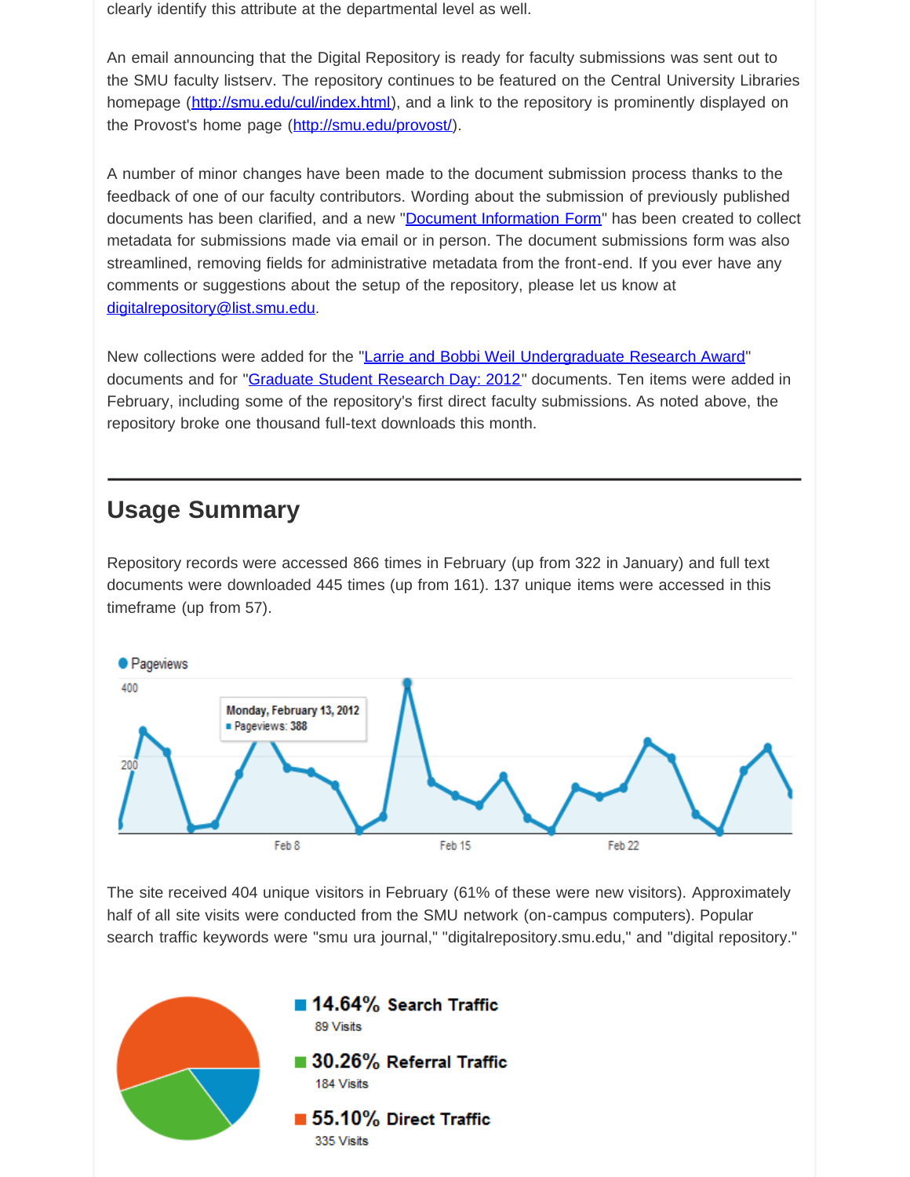clearly identify this attribute at the departmental level as well.

An email announcing that the Digital Repository is ready for faculty submissions was sent out to the SMU faculty listserv. The repository continues to be featured on the Central University Libraries homepage ([http://smu.edu/cul/index.html](http://smu.edu/cul/index.html)), and a link to the repository is prominently displayed on the Provost's home page ([http://smu.edu/provost/](http://smu.edu/provost/)).

A number of minor changes have been made to the document submission process thanks to the feedback of one of our faculty contributors. Wording about the submission of previously published documents has been clarified, and a new "Document Information Form" has been created to collect metadata for submissions made via email or in person. The document submissions form was also streamlined, removing fields for administrative metadata from the front-end. If you ever have any comments or suggestions about the setup of the repository, please let us know at digitalrepository@list.smu.edu.

New collections were added for the "Larrie and Bobbi Weil Undergraduate Research Award" documents and for "Graduate Student Research Day: 2012" documents. Ten items were added in February, including some of the repository's first direct faculty submissions. As noted above, the repository broke one thousand full-text downloads this month.

## Usage Summary

Repository records were accessed 866 times in February (up from 322 in January) and full text documents were downloaded 445 times (up from 161). 137 unique items were accessed in this timeframe (up from 57).

Pageviews

Monday, February 13, 2012 · Pageviews: 388

The site received 404 unique visitors in February (61% of these were new visitors). Approximately half of all site visits were conducted from the SMU network (on-campus computers). Popular search traffic keywords were "smu ura journal," "digitalrepository.smu.edu," and "digital repository."

**14.64% Search Traffic**
89 Visits

**30.26% Referral Traffic**
184 Visits

**55.10% Direct Traffic**
335 Visits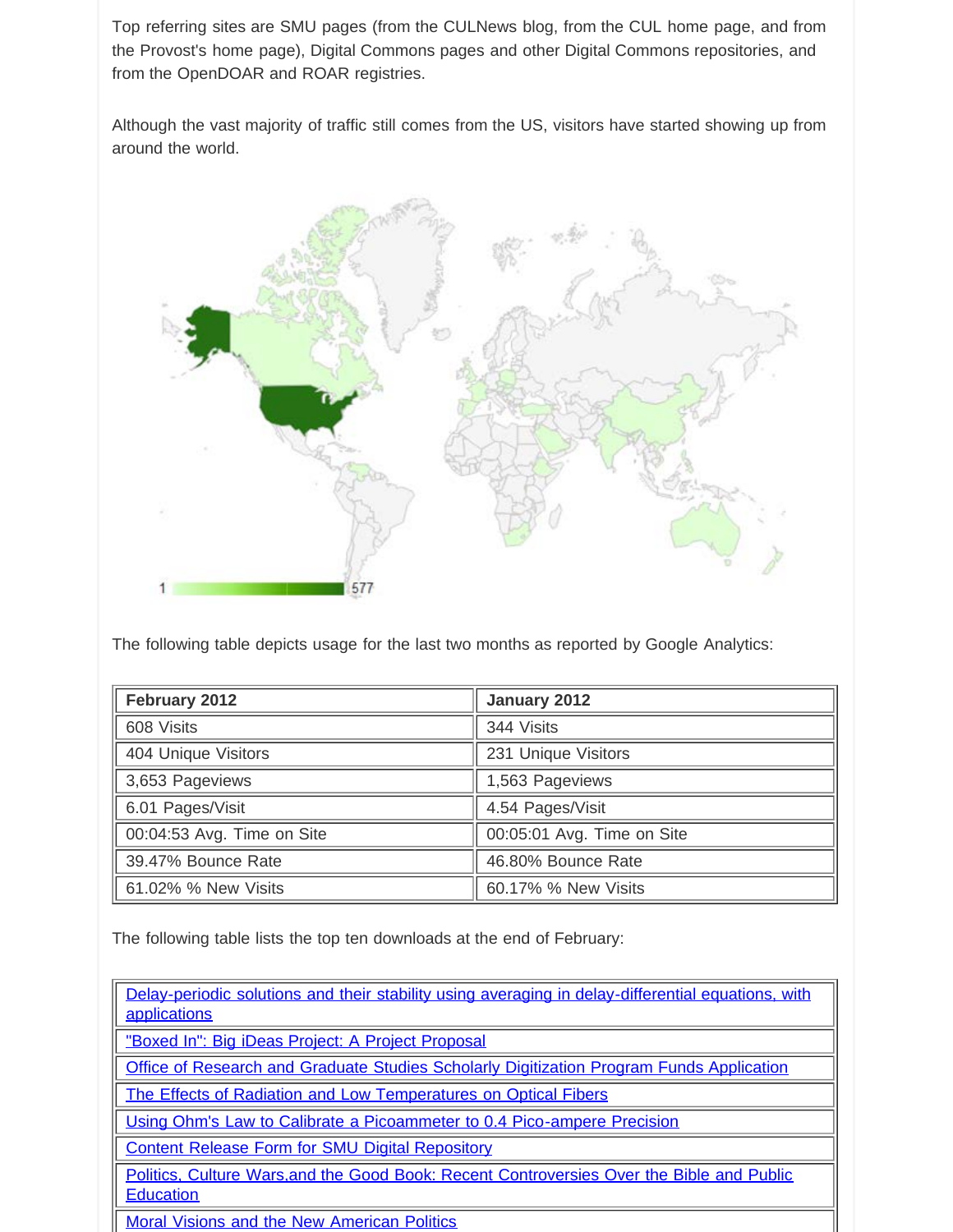Top referring sites are SMU pages (from the CULNews blog, from the CUL home page, and from the Provost's home page), Digital Commons pages and other Digital Commons repositories, and from the OpenDOAR and ROAR registries.

Although the vast majority of traffic still comes from the US, visitors have started showing up from around the world.

The following table depicts usage for the last two months as reported by Google Analytics:

| February 2012 | January 2012 |
|---|---|
| 608 Visits | 344 Visits |
| 404 Unique Visitors | 231 Unique Visitors |
| 3,653 Pageviews | 1,563 Pageviews |
| 6.01 Pages/Visit | 4.54 Pages/Visit |
| 00:04:53 Avg. Time on Site | 00:05:01 Avg. Time on Site |
| 39.47% Bounce Rate | 46.80% Bounce Rate |
| 61.02% % New Visits | 60.17% % New Visits |

The following table lists the top ten downloads at the end of February:

| |
|---|
| Delay-periodic solutions and their stability using averaging in delay-differential equations, with applications |
| "Boxed In": Big iDeas Project: A Project Proposal |
| Office of Research and Graduate Studies Scholarly Digitization Program Funds Application |
| The Effects of Radiation and Low Temperatures on Optical Fibers |
| Using Ohm's Law to Calibrate a Picoammeter to 0.4 Pico-ampere Precision |
| Content Release Form for SMU Digital Repository |
| Politics, Culture Wars,and the Good Book: Recent Controversies Over the Bible and Public Education |
| Moral Visions and the New American Politics |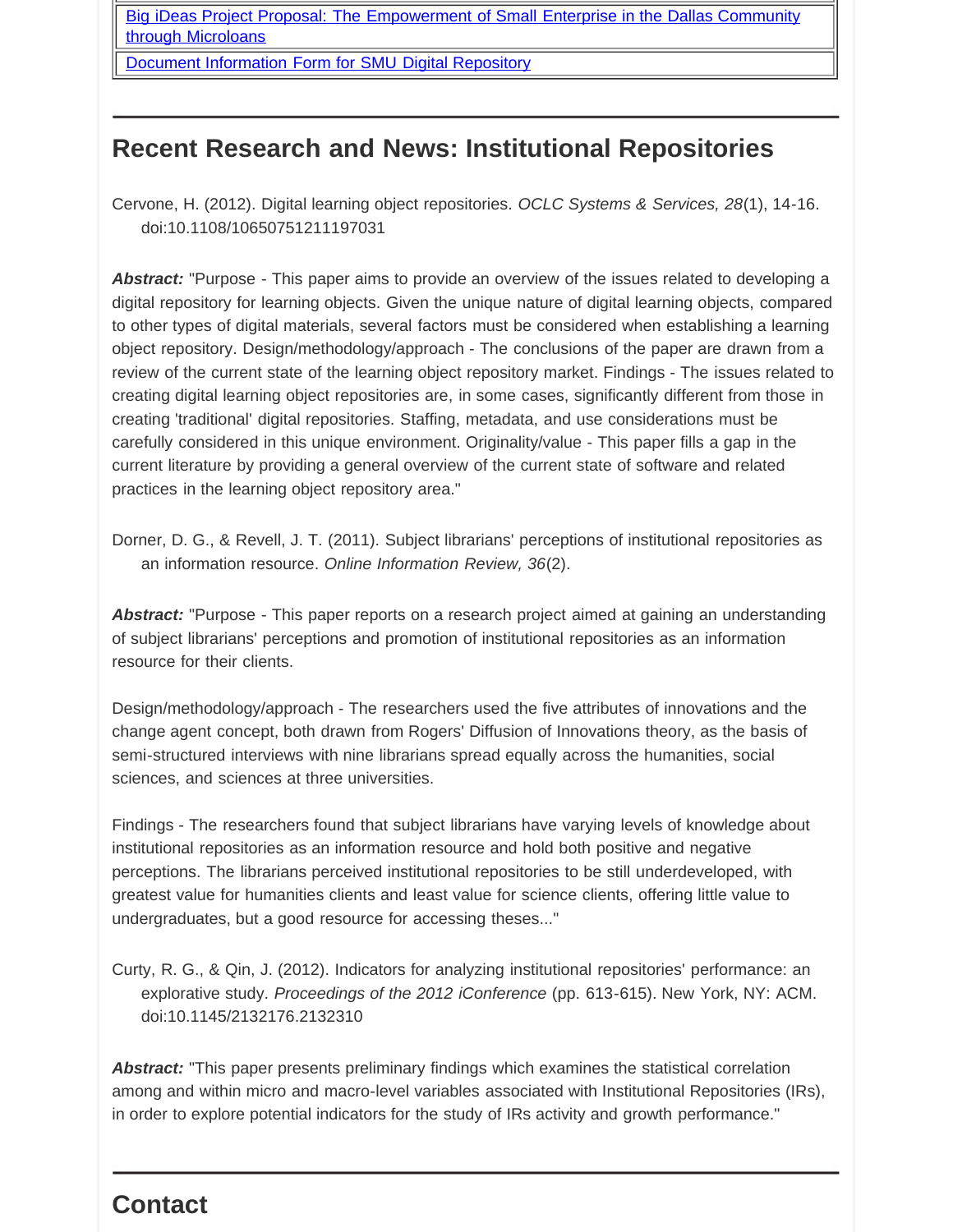| |
| --- |
| [Big iDeas Project Proposal: The Empowerment of Small Enterprise in the Dallas Community through Microloans]() |
| [Document Information Form for SMU Digital Repository]() |

## Recent Research and News: Institutional Repositories

Cervone, H. (2012). Digital learning object repositories. *OCLC Systems & Services, 28*(1), 14-16. doi:10.1108/10650751211197031

***Abstract:*** "Purpose - This paper aims to provide an overview of the issues related to developing a digital repository for learning objects. Given the unique nature of digital learning objects, compared to other types of digital materials, several factors must be considered when establishing a learning object repository. Design/methodology/approach - The conclusions of the paper are drawn from a review of the current state of the learning object repository market. Findings - The issues related to creating digital learning object repositories are, in some cases, significantly different from those in creating 'traditional' digital repositories. Staffing, metadata, and use considerations must be carefully considered in this unique environment. Originality/value - This paper fills a gap in the current literature by providing a general overview of the current state of software and related practices in the learning object repository area."

Dorner, D. G., & Revell, J. T. (2011). Subject librarians' perceptions of institutional repositories as an information resource. *Online Information Review, 36*(2).

***Abstract:*** "Purpose - This paper reports on a research project aimed at gaining an understanding of subject librarians' perceptions and promotion of institutional repositories as an information resource for their clients.

Design/methodology/approach - The researchers used the five attributes of innovations and the change agent concept, both drawn from Rogers' Diffusion of Innovations theory, as the basis of semi-structured interviews with nine librarians spread equally across the humanities, social sciences, and sciences at three universities.

Findings - The researchers found that subject librarians have varying levels of knowledge about institutional repositories as an information resource and hold both positive and negative perceptions. The librarians perceived institutional repositories to be still underdeveloped, with greatest value for humanities clients and least value for science clients, offering little value to undergraduates, but a good resource for accessing theses..."

Curty, R. G., & Qin, J. (2012). Indicators for analyzing institutional repositories' performance: an explorative study. *Proceedings of the 2012 iConference* (pp. 613-615). New York, NY: ACM. doi:10.1145/2132176.2132310

***Abstract:*** "This paper presents preliminary findings which examines the statistical correlation among and within micro and macro-level variables associated with Institutional Repositories (IRs), in order to explore potential indicators for the study of IRs activity and growth performance."

## Contact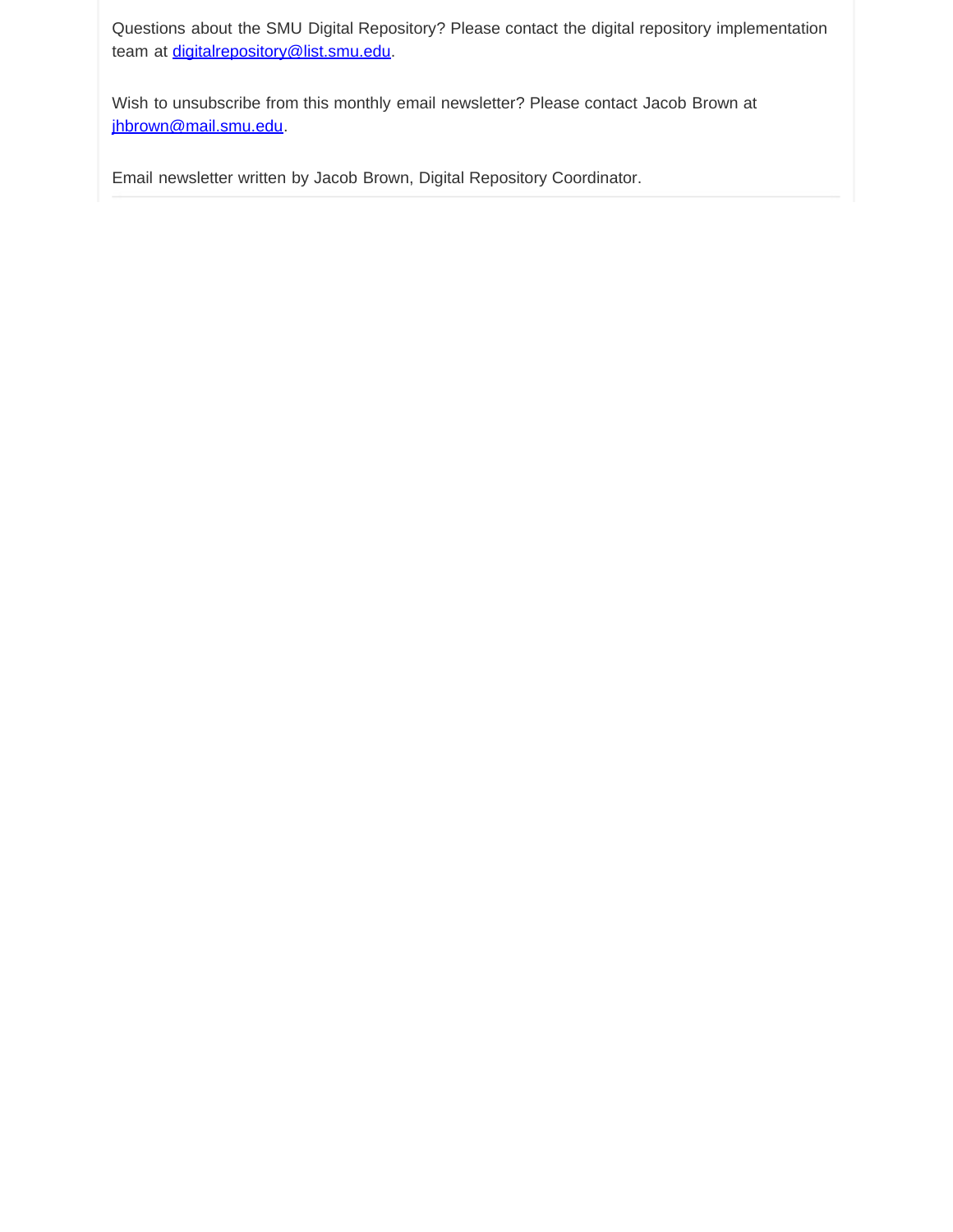Questions about the SMU Digital Repository? Please contact the digital repository implementation team at [digitalrepository@list.smu.edu](mailto:digitalrepository@list.smu.edu).

Wish to unsubscribe from this monthly email newsletter? Please contact Jacob Brown at [jhbrown@mail.smu.edu](mailto:jhbrown@mail.smu.edu).

Email newsletter written by Jacob Brown, Digital Repository Coordinator.